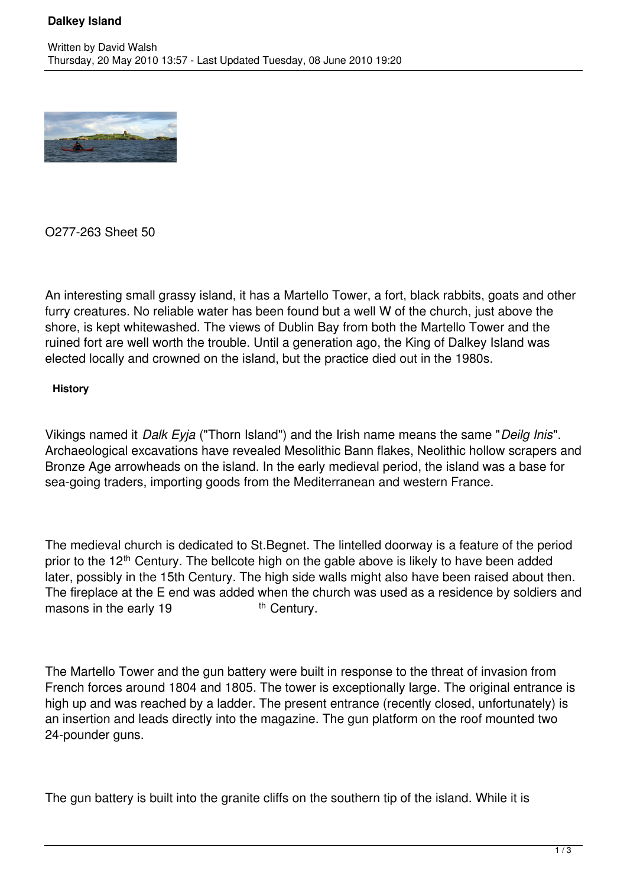# Dalkey Island

Written by David Walsh
Thursday, 20 May 2010 13:57 - Last Updated Tuesday, 08 June 2010 19:20

O277-263 Sheet 50

An interesting small grassy island, it has a Martello Tower, a fort, black rabbits, goats and other furry creatures. No reliable water has been found but a well W of the church, just above the shore, is kept whitewashed. The views of Dublin Bay from both the Martello Tower and the ruined fort are well worth the trouble. Until a generation ago, the King of Dalkey Island was elected locally and crowned on the island, but the practice died out in the 1980s.

**History**

Vikings named it *Dalk Eyja* ("Thorn Island") and the Irish name means the same "*Deilg Inis*". Archaeological excavations have revealed Mesolithic Bann flakes, Neolithic hollow scrapers and Bronze Age arrowheads on the island. In the early medieval period, the island was a base for sea-going traders, importing goods from the Mediterranean and western France.

The medieval church is dedicated to St.Begnet. The lintelled doorway is a feature of the period prior to the 12th Century. The bellcote high on the gable above is likely to have been added later, possibly in the 15th Century. The high side walls might also have been raised about then. The fireplace at the E end was added when the church was used as a residence by soldiers and masons in the early 19th Century.

The Martello Tower and the gun battery were built in response to the threat of invasion from French forces around 1804 and 1805. The tower is exceptionally large. The original entrance is high up and was reached by a ladder. The present entrance (recently closed, unfortunately) is an insertion and leads directly into the magazine. The gun platform on the roof mounted two 24-pounder guns.

The gun battery is built into the granite cliffs on the southern tip of the island. While it is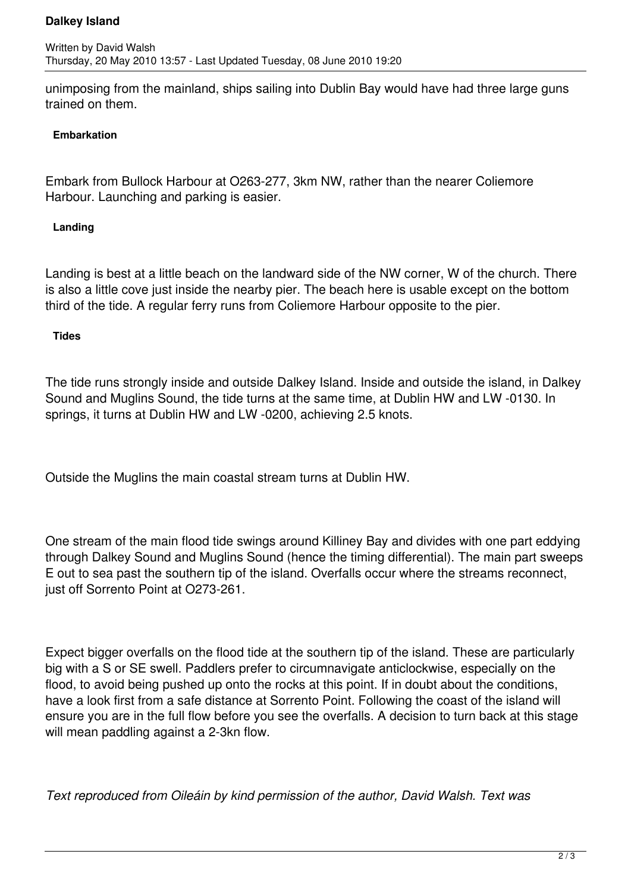unimposing from the mainland, ships sailing into Dublin Bay would have had three large guns trained on them.

#### Embarkation

Embark from Bullock Harbour at O263-277, 3km NW, rather than the nearer Coliemore Harbour. Launching and parking is easier.

#### Landing

Landing is best at a little beach on the landward side of the NW corner, W of the church. There is also a little cove just inside the nearby pier. The beach here is usable except on the bottom third of the tide. A regular ferry runs from Coliemore Harbour opposite to the pier.

#### Tides

The tide runs strongly inside and outside Dalkey Island. Inside and outside the island, in Dalkey Sound and Muglins Sound, the tide turns at the same time, at Dublin HW and LW -0130. In springs, it turns at Dublin HW and LW -0200, achieving 2.5 knots.

Outside the Muglins the main coastal stream turns at Dublin HW.

One stream of the main flood tide swings around Killiney Bay and divides with one part eddying through Dalkey Sound and Muglins Sound (hence the timing differential). The main part sweeps E out to sea past the southern tip of the island. Overfalls occur where the streams reconnect, just off Sorrento Point at O273-261.

Expect bigger overfalls on the flood tide at the southern tip of the island. These are particularly big with a S or SE swell. Paddlers prefer to circumnavigate anticlockwise, especially on the flood, to avoid being pushed up onto the rocks at this point. If in doubt about the conditions, have a look first from a safe distance at Sorrento Point. Following the coast of the island will ensure you are in the full flow before you see the overfalls. A decision to turn back at this stage will mean paddling against a 2-3kn flow.

*Text reproduced from Oileáin by kind permission of the author, David Walsh. Text was*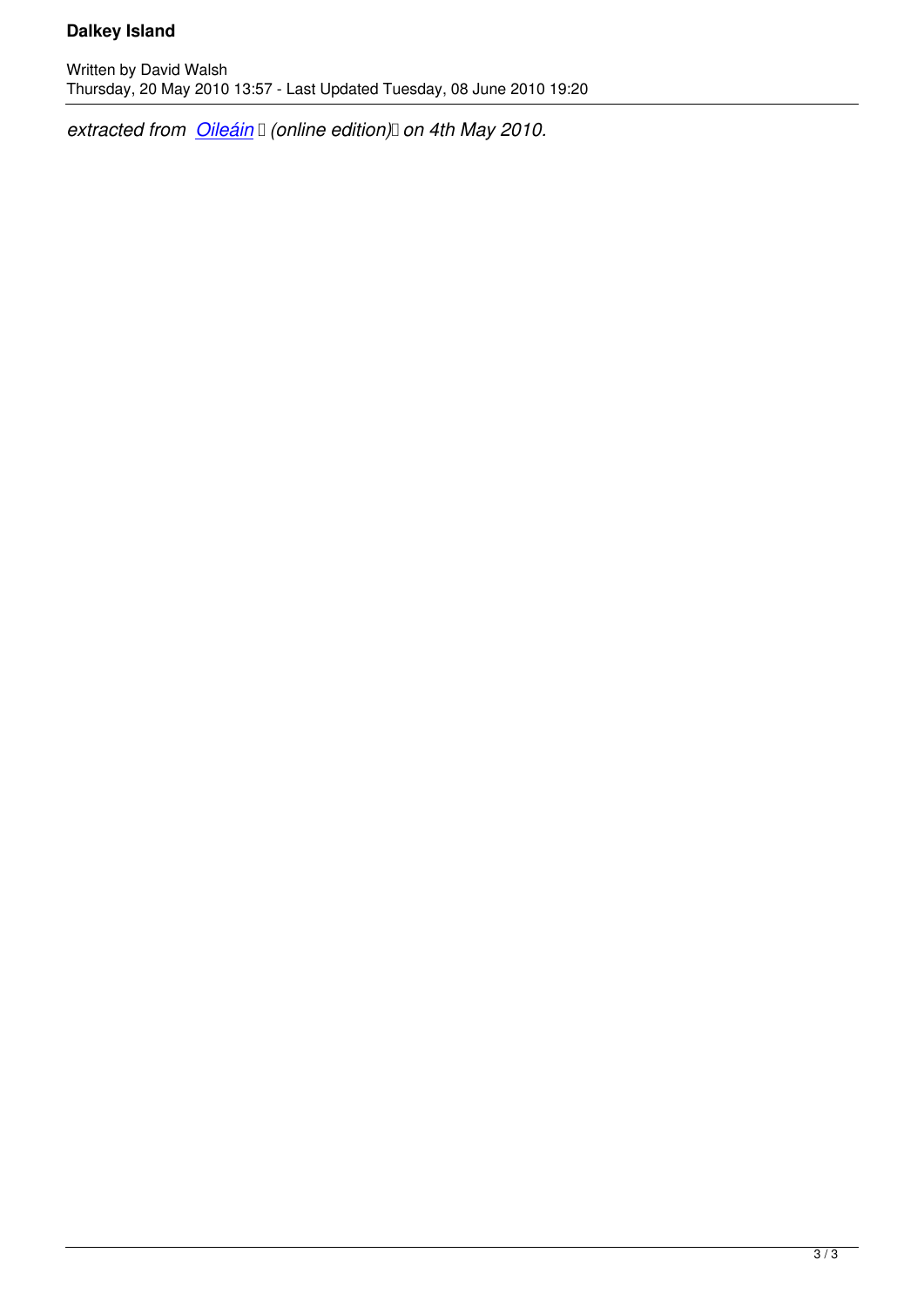*extracted from [Oileáin](Oileáin) (online edition) on 4th May 2010.*